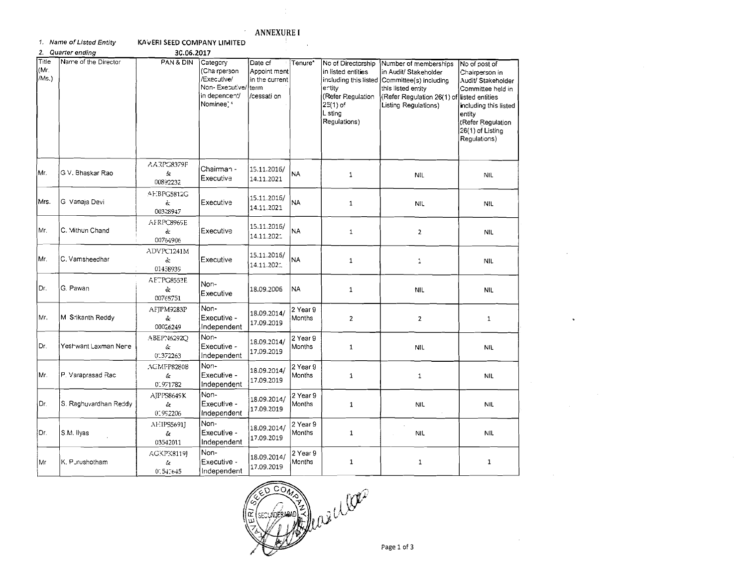# ANNEXURE I

1. *Name of Listed Entity* **KAVERI SEED COMPANY LIMITED**
2. *Quarter ending* **30.06.2017**

| Title (Mr. /Ms.) | Name of the Director | PAN & DIN | Category (Chairperson /Executive/ Non-Executive/ independent/ Nominee) * | Date of Appointment in the current term /cessation | Tenure* | No of Directorship in listed entities including this listed entity (Refer Regulation 25(1) of Listing Regulations) | Number of memberships in Audit/ Stakeholder Committee(s) including this listed entity (Refer Regulation 26(1) of Listing Regulations) | No of post of Chairperson in Audit/ Stakeholder Committee held in listed entities including this listed entity (Refer Regulation 26(1) of Listing Regulations) |
|---|---|---|---|---|---|---|---|---|
| Mr. | G V. Bhaskar Rao | AARPG8379F & 00892232 | Chairman - Executive | 15.11.2016/ 14.11.2021 | NA | 1 | NIL | NIL |
| Mrs. | G Vanaja Devi | AHBPG5812G & 00328947 | Executive | 15.11.2016/ 14.11.2021 | NA | 1 | NIL | NIL |
| Mr. | C. Mithun Chand | AFRPC8965E & 00764906 | Executive | 15.11.2016/ 14.11.2021 | NA | 1 | 2 | NIL |
| Mr. | C. Vamsheedhar | ADVPC1241M & 01458939 | Executive | 15.11.2016/ 14.11.2021 | NA | 1 | 1 | NIL |
| Dr. | G. Pawan | AETPG8553E & 00768751 | Non-Executive | 18.09.2006 | NA | 1 | NIL | NIL |
| Mr. | M Srikanth Reddy | AFJPM9283P & 00026249 | Non-Executive - Independent | 18.09.2014/ 17.09.2019 | 2 Year 9 Months | 2 | 2 | 1 |
| Dr. | Yeshwant Laxman Nene | ABEPN6292Q & 01372263 | Non-Executive - Independent | 18.09.2014/ 17.09.2019 | 2 Year 9 Months | 1 | NIL | NIL |
| Mr. | P. Varaprasad Rao | ACMPP8280B & 01971782 | Non-Executive - Independent | 18.09.2014/ 17.09.2019 | 2 Year 9 Months | 1 | 1 | NIL |
| Dr. | S. Raghuvardhan Reddy | AJPPS8649K & 01992206 | Non-Executive - Independent | 18.09.2014/ 17.09.2019 | 2 Year 9 Months | 1 | NIL | NIL |
| Dr. | S.M. Ilyas | AHIPS5691J & 03542011 | Non-Executive - Independent | 18.09.2014/ 17.09.2019 | 2 Year 9 Months | 1 | NIL | NIL |
| Mr | K. Purushotham | AGXPK8119J & 01540645 | Non-Executive - Independent | 18.09.2014/ 17.09.2019 | 2 Year 9 Months | 1 | 1 | 1 |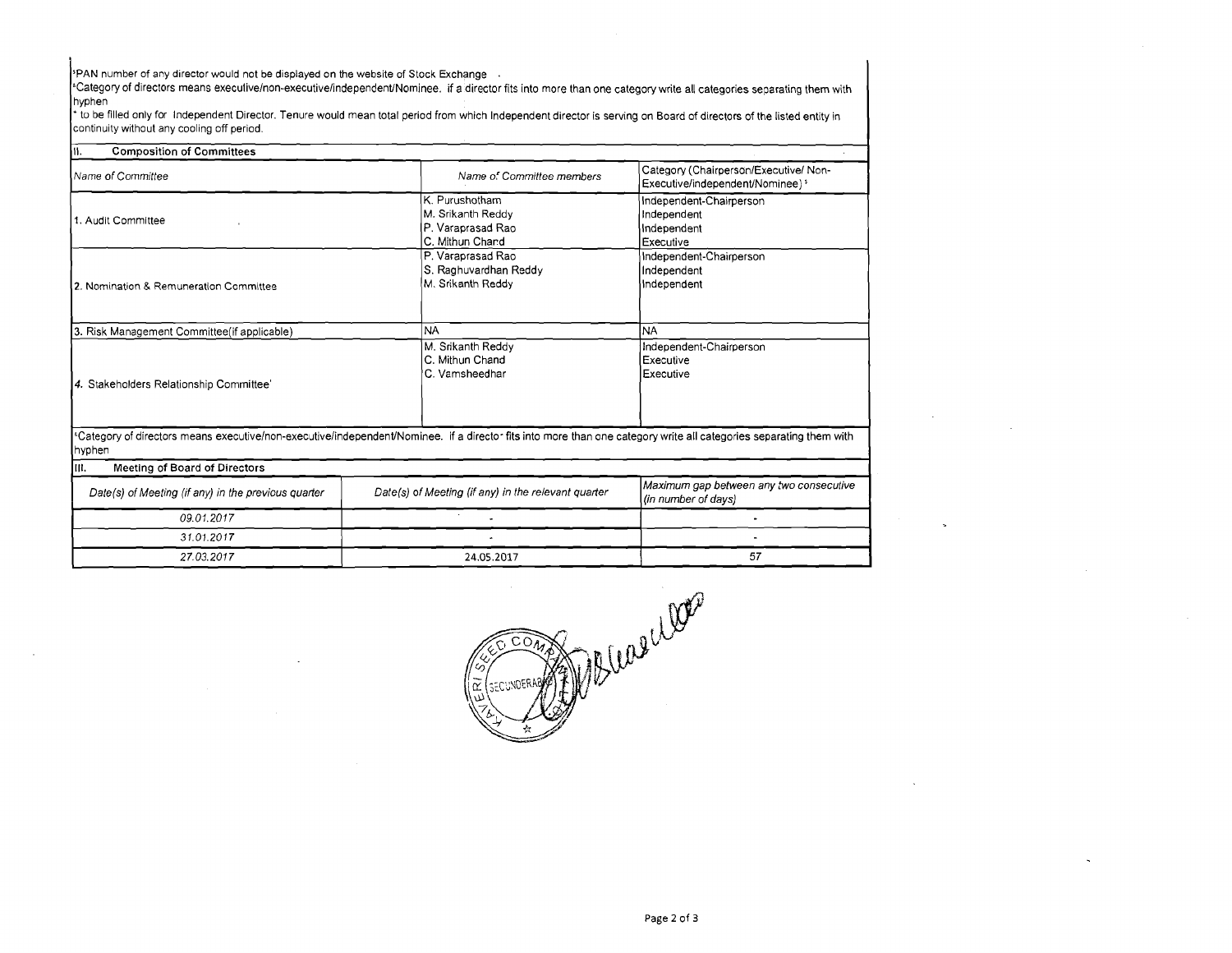[$] PAN number of any director would not be displayed on the website of Stock Exchange .

[&] Category of directors means executive/non-executive/independent/Nominee. if a director fits into more than one category write all categories separating them with hyphen

[*] to be filled only for Independent Director. Tenure would mean total period from which Independent director is serving on Board of directors of the listed entity in continuity without any cooling off period.

## II. Composition of Committees

| Name of Committee | Name of Committee members | Category (Chairperson/Executive/ Non-Executive/independent/Nominee) [$] |
|---|---|---|
| 1. Audit Committee | K. Purushotham<br>M. Srikanth Reddy<br>P. Varaprasad Rao<br>C. Mithun Chand | Independent-Chairperson<br>Independent<br>Independent<br>Executive |
| 2. Nomination & Remuneration Committee | P. Varaprasad Rao<br>S. Raghuvardhan Reddy<br>M. Srikanth Reddy | Independent-Chairperson<br>Independent<br>Independent |
| 3. Risk Management Committee(if applicable) | NA | NA |
| 4. Stakeholders Relationship Committee' | M. Srikanth Reddy<br>C. Mithun Chand<br>C. Vamsheedhar | Independent-Chairperson<br>Executive<br>Executive |

[&] Category of directors means executive/non-executive/independent/Nominee. if a director fits into more than one category write all categories separating them with hyphen

## III. Meeting of Board of Directors

| Date(s) of Meeting (if any) in the previous quarter | Date(s) of Meeting (if any) in the relevant quarter | Maximum gap between any two consecutive (in number of days) |
|---|---|---|
| 09.01.2017 | - | - |
| 31.01.2017 | - | - |
| 27.03.2017 | 24.05.2017 | 57 |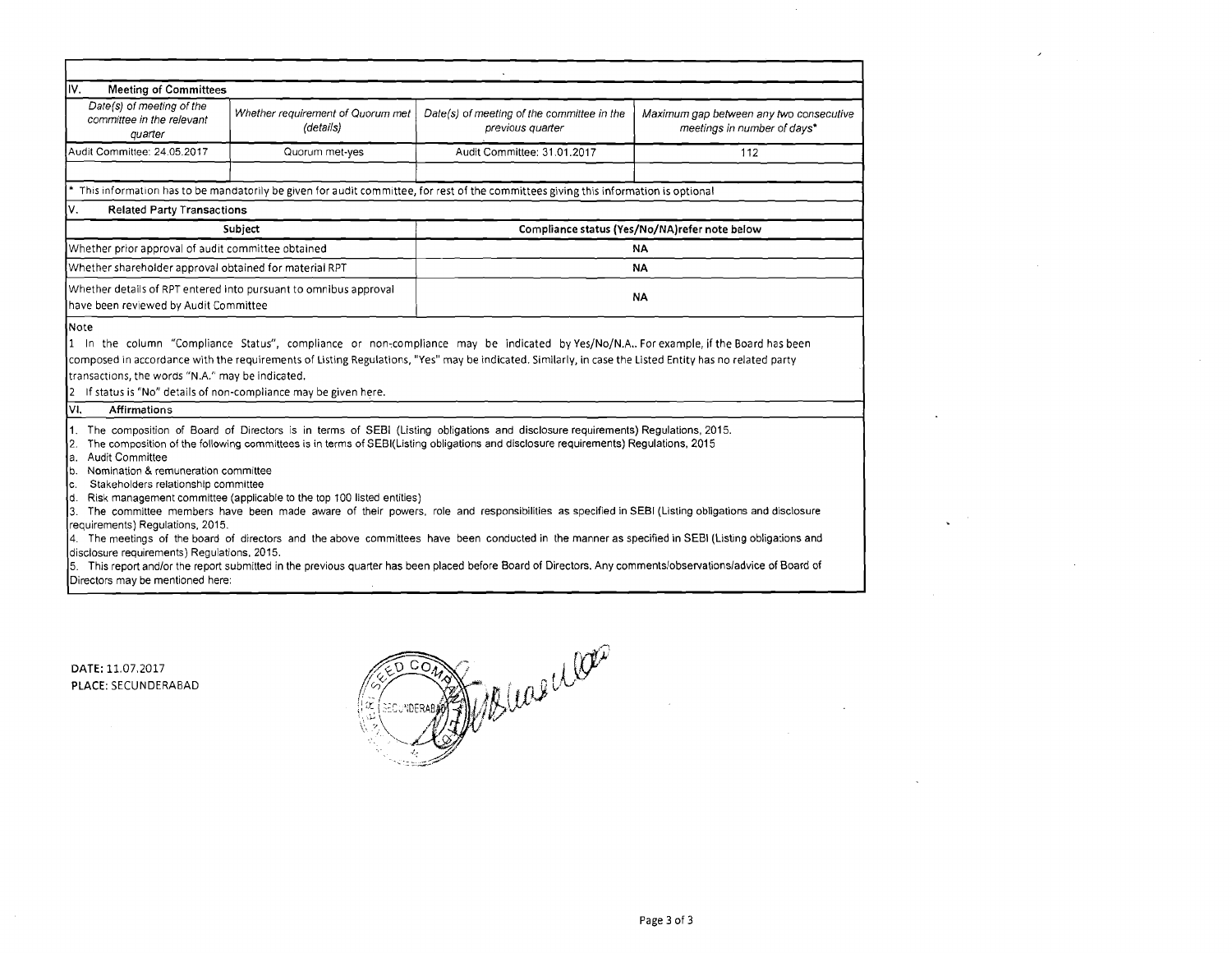## IV. Meeting of Committees

| Date(s) of meeting of the committee in the relevant quarter | Whether requirement of Quorum met (details) | Date(s) of meeting of the committee in the previous quarter | Maximum gap between any two consecutive meetings in number of days* |
|---|---|---|---|
| Audit Committee: 24.05.2017 | Quorum met-yes | Audit Committee: 31.01.2017 | 112 |
| | | | |

* This information has to be mandatorily be given for audit committee, for rest of the committees giving this information is optional

## V. Related Party Transactions

| Subject | Compliance status (Yes/No/NA)refer note below |
|---|---|
| Whether prior approval of audit committee obtained | NA |
| Whether shareholder approval obtained for material RPT | NA |
| Whether details of RPT entered into pursuant to omnibus approval have been reviewed by Audit Committee | NA |

Note

1 In the column "Compliance Status", compliance or non-compliance may be indicated by Yes/No/N.A.. For example, if the Board has been composed in accordance with the requirements of Listing Regulations, "Yes" may be indicated. Similarly, in case the Listed Entity has no related party transactions, the words "N.A." may be indicated.

2 If status is "No" details of non-compliance may be given here.

## VI. Affirmations

1. The composition of Board of Directors is in terms of SEBI (Listing obligations and disclosure requirements) Regulations, 2015.
2. The composition of the following committees is in terms of SEBI(Listing obligations and disclosure requirements) Regulations, 2015
   a. Audit Committee
   b. Nomination & remuneration committee
   c. Stakeholders relationship committee
   d. Risk management committee (applicable to the top 100 listed entities)
3. The committee members have been made aware of their powers, role and responsibilities as specified in SEBI (Listing obligations and disclosure requirements) Regulations, 2015.
4. The meetings of the board of directors and the above committees have been conducted in the manner as specified in SEBI (Listing obligations and disclosure requirements) Regulations, 2015.
5. This report and/or the report submitted in the previous quarter has been placed before Board of Directors. Any comments/observations/advice of Board of Directors may be mentioned here:

**DATE:** 11.07.2017
**PLACE:** SECUNDERABAD